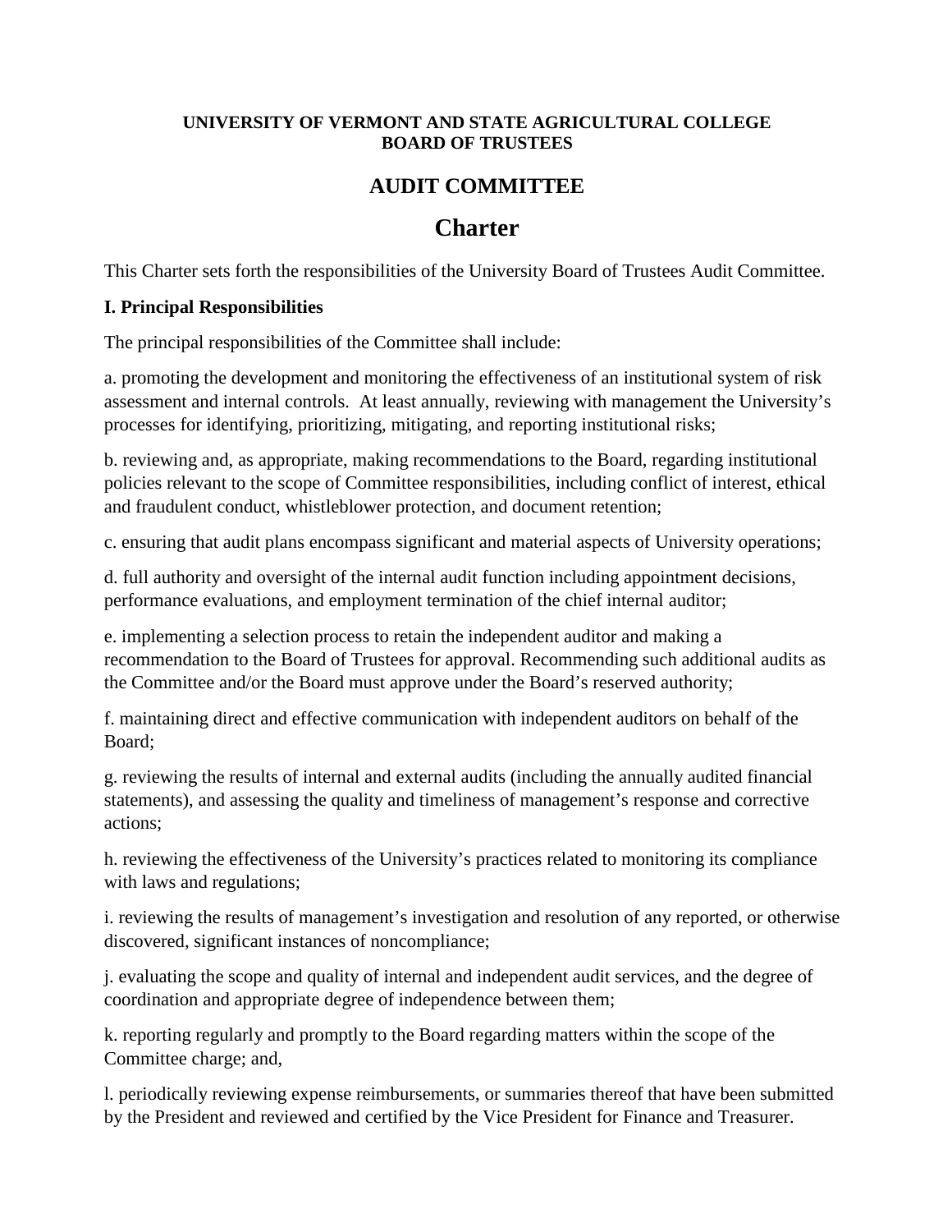**UNIVERSITY OF VERMONT AND STATE AGRICULTURAL COLLEGE**
**BOARD OF TRUSTEES**

# AUDIT COMMITTEE

# Charter

This Charter sets forth the responsibilities of the University Board of Trustees Audit Committee.

**I. Principal Responsibilities**

The principal responsibilities of the Committee shall include:

a. promoting the development and monitoring the effectiveness of an institutional system of risk assessment and internal controls. At least annually, reviewing with management the University's processes for identifying, prioritizing, mitigating, and reporting institutional risks;

b. reviewing and, as appropriate, making recommendations to the Board, regarding institutional policies relevant to the scope of Committee responsibilities, including conflict of interest, ethical and fraudulent conduct, whistleblower protection, and document retention;

c. ensuring that audit plans encompass significant and material aspects of University operations;

d. full authority and oversight of the internal audit function including appointment decisions, performance evaluations, and employment termination of the chief internal auditor;

e. implementing a selection process to retain the independent auditor and making a recommendation to the Board of Trustees for approval. Recommending such additional audits as the Committee and/or the Board must approve under the Board's reserved authority;

f. maintaining direct and effective communication with independent auditors on behalf of the Board;

g. reviewing the results of internal and external audits (including the annually audited financial statements), and assessing the quality and timeliness of management's response and corrective actions;

h. reviewing the effectiveness of the University's practices related to monitoring its compliance with laws and regulations;

i. reviewing the results of management's investigation and resolution of any reported, or otherwise discovered, significant instances of noncompliance;

j. evaluating the scope and quality of internal and independent audit services, and the degree of coordination and appropriate degree of independence between them;

k. reporting regularly and promptly to the Board regarding matters within the scope of the Committee charge; and,

l. periodically reviewing expense reimbursements, or summaries thereof that have been submitted by the President and reviewed and certified by the Vice President for Finance and Treasurer.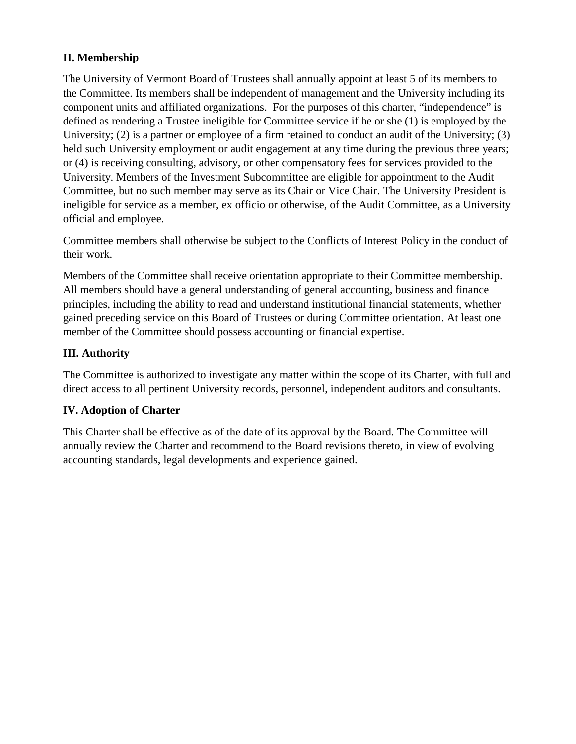## II. Membership

The University of Vermont Board of Trustees shall annually appoint at least 5 of its members to the Committee. Its members shall be independent of management and the University including its component units and affiliated organizations. For the purposes of this charter, "independence" is defined as rendering a Trustee ineligible for Committee service if he or she (1) is employed by the University; (2) is a partner or employee of a firm retained to conduct an audit of the University; (3) held such University employment or audit engagement at any time during the previous three years; or (4) is receiving consulting, advisory, or other compensatory fees for services provided to the University. Members of the Investment Subcommittee are eligible for appointment to the Audit Committee, but no such member may serve as its Chair or Vice Chair. The University President is ineligible for service as a member, ex officio or otherwise, of the Audit Committee, as a University official and employee.

Committee members shall otherwise be subject to the Conflicts of Interest Policy in the conduct of their work.

Members of the Committee shall receive orientation appropriate to their Committee membership. All members should have a general understanding of general accounting, business and finance principles, including the ability to read and understand institutional financial statements, whether gained preceding service on this Board of Trustees or during Committee orientation. At least one member of the Committee should possess accounting or financial expertise.

## III. Authority

The Committee is authorized to investigate any matter within the scope of its Charter, with full and direct access to all pertinent University records, personnel, independent auditors and consultants.

## IV. Adoption of Charter

This Charter shall be effective as of the date of its approval by the Board. The Committee will annually review the Charter and recommend to the Board revisions thereto, in view of evolving accounting standards, legal developments and experience gained.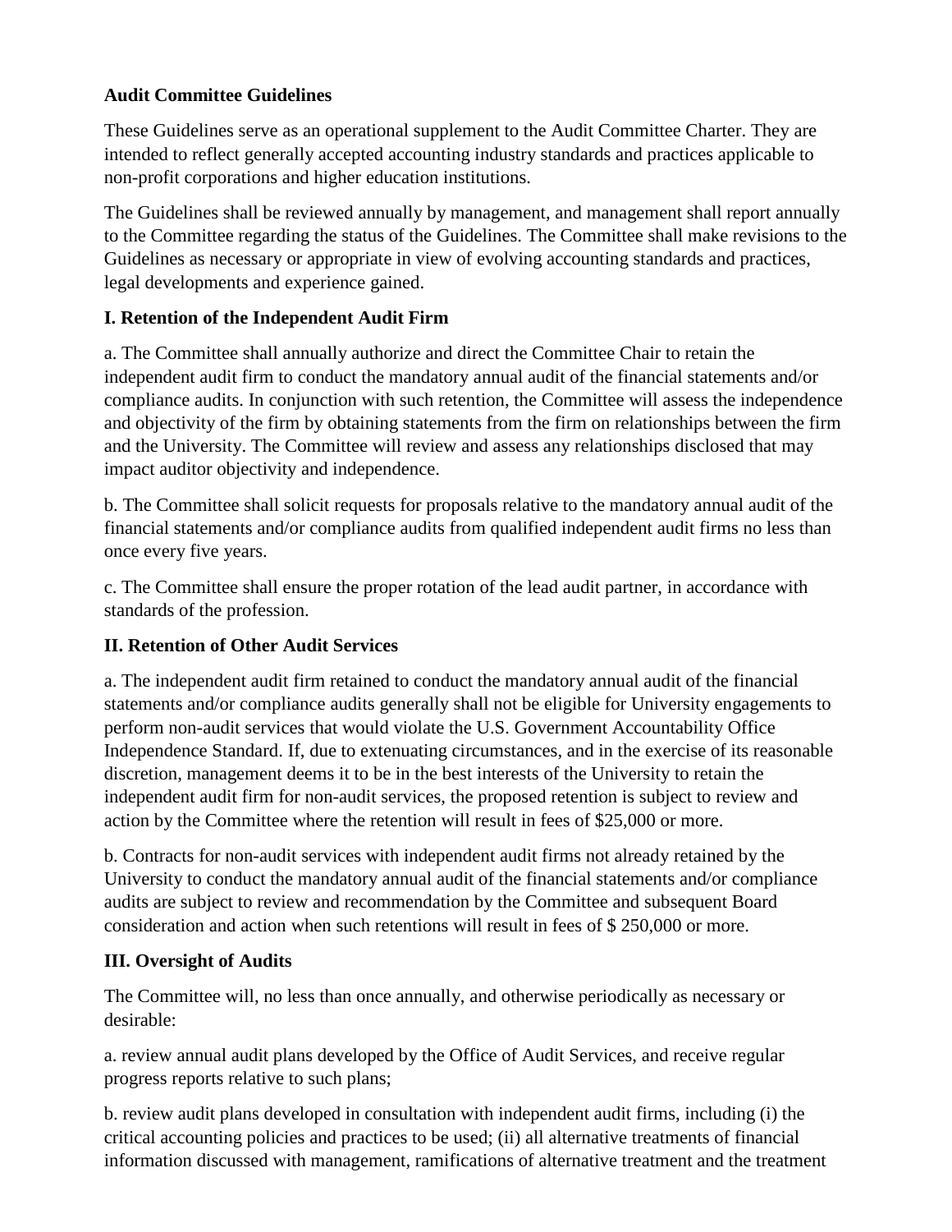**Audit Committee Guidelines**

These Guidelines serve as an operational supplement to the Audit Committee Charter. They are intended to reflect generally accepted accounting industry standards and practices applicable to non-profit corporations and higher education institutions.

The Guidelines shall be reviewed annually by management, and management shall report annually to the Committee regarding the status of the Guidelines. The Committee shall make revisions to the Guidelines as necessary or appropriate in view of evolving accounting standards and practices, legal developments and experience gained.

**I. Retention of the Independent Audit Firm**

a. The Committee shall annually authorize and direct the Committee Chair to retain the independent audit firm to conduct the mandatory annual audit of the financial statements and/or compliance audits. In conjunction with such retention, the Committee will assess the independence and objectivity of the firm by obtaining statements from the firm on relationships between the firm and the University. The Committee will review and assess any relationships disclosed that may impact auditor objectivity and independence.

b. The Committee shall solicit requests for proposals relative to the mandatory annual audit of the financial statements and/or compliance audits from qualified independent audit firms no less than once every five years.

c. The Committee shall ensure the proper rotation of the lead audit partner, in accordance with standards of the profession.

**II. Retention of Other Audit Services**

a. The independent audit firm retained to conduct the mandatory annual audit of the financial statements and/or compliance audits generally shall not be eligible for University engagements to perform non-audit services that would violate the U.S. Government Accountability Office Independence Standard. If, due to extenuating circumstances, and in the exercise of its reasonable discretion, management deems it to be in the best interests of the University to retain the independent audit firm for non-audit services, the proposed retention is subject to review and action by the Committee where the retention will result in fees of $25,000 or more.

b. Contracts for non-audit services with independent audit firms not already retained by the University to conduct the mandatory annual audit of the financial statements and/or compliance audits are subject to review and recommendation by the Committee and subsequent Board consideration and action when such retentions will result in fees of $ 250,000 or more.

**III. Oversight of Audits**

The Committee will, no less than once annually, and otherwise periodically as necessary or desirable:

a. review annual audit plans developed by the Office of Audit Services, and receive regular progress reports relative to such plans;

b. review audit plans developed in consultation with independent audit firms, including (i) the critical accounting policies and practices to be used; (ii) all alternative treatments of financial information discussed with management, ramifications of alternative treatment and the treatment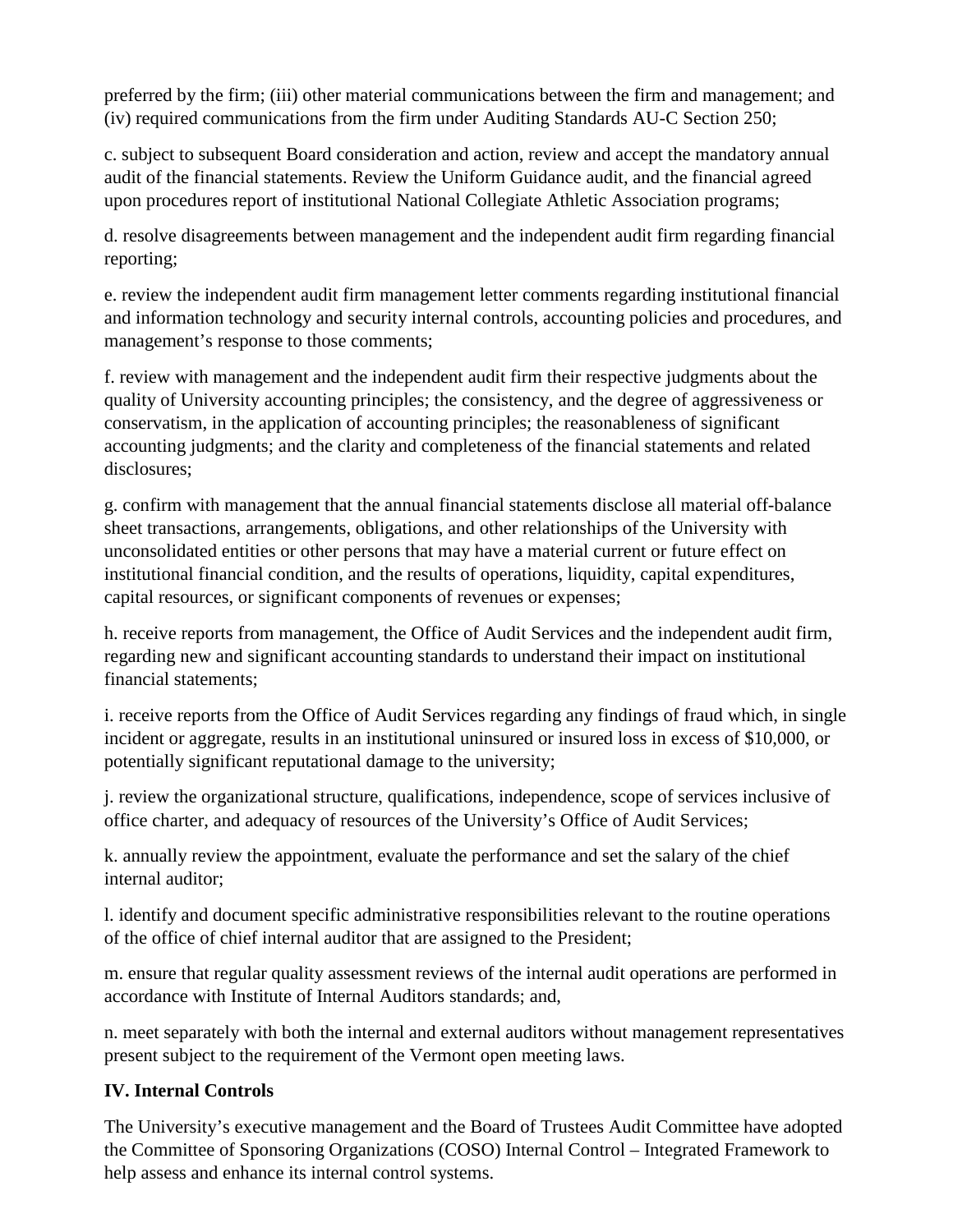preferred by the firm; (iii) other material communications between the firm and management; and (iv) required communications from the firm under Auditing Standards AU-C Section 250;

c. subject to subsequent Board consideration and action, review and accept the mandatory annual audit of the financial statements. Review the Uniform Guidance audit, and the financial agreed upon procedures report of institutional National Collegiate Athletic Association programs;

d. resolve disagreements between management and the independent audit firm regarding financial reporting;

e. review the independent audit firm management letter comments regarding institutional financial and information technology and security internal controls, accounting policies and procedures, and management's response to those comments;

f. review with management and the independent audit firm their respective judgments about the quality of University accounting principles; the consistency, and the degree of aggressiveness or conservatism, in the application of accounting principles; the reasonableness of significant accounting judgments; and the clarity and completeness of the financial statements and related disclosures;

g. confirm with management that the annual financial statements disclose all material off-balance sheet transactions, arrangements, obligations, and other relationships of the University with unconsolidated entities or other persons that may have a material current or future effect on institutional financial condition, and the results of operations, liquidity, capital expenditures, capital resources, or significant components of revenues or expenses;

h. receive reports from management, the Office of Audit Services and the independent audit firm, regarding new and significant accounting standards to understand their impact on institutional financial statements;

i. receive reports from the Office of Audit Services regarding any findings of fraud which, in single incident or aggregate, results in an institutional uninsured or insured loss in excess of $10,000, or potentially significant reputational damage to the university;

j. review the organizational structure, qualifications, independence, scope of services inclusive of office charter, and adequacy of resources of the University's Office of Audit Services;

k. annually review the appointment, evaluate the performance and set the salary of the chief internal auditor;

l. identify and document specific administrative responsibilities relevant to the routine operations of the office of chief internal auditor that are assigned to the President;

m. ensure that regular quality assessment reviews of the internal audit operations are performed in accordance with Institute of Internal Auditors standards; and,

n. meet separately with both the internal and external auditors without management representatives present subject to the requirement of the Vermont open meeting laws.

## IV. Internal Controls

The University's executive management and the Board of Trustees Audit Committee have adopted the Committee of Sponsoring Organizations (COSO) Internal Control – Integrated Framework to help assess and enhance its internal control systems.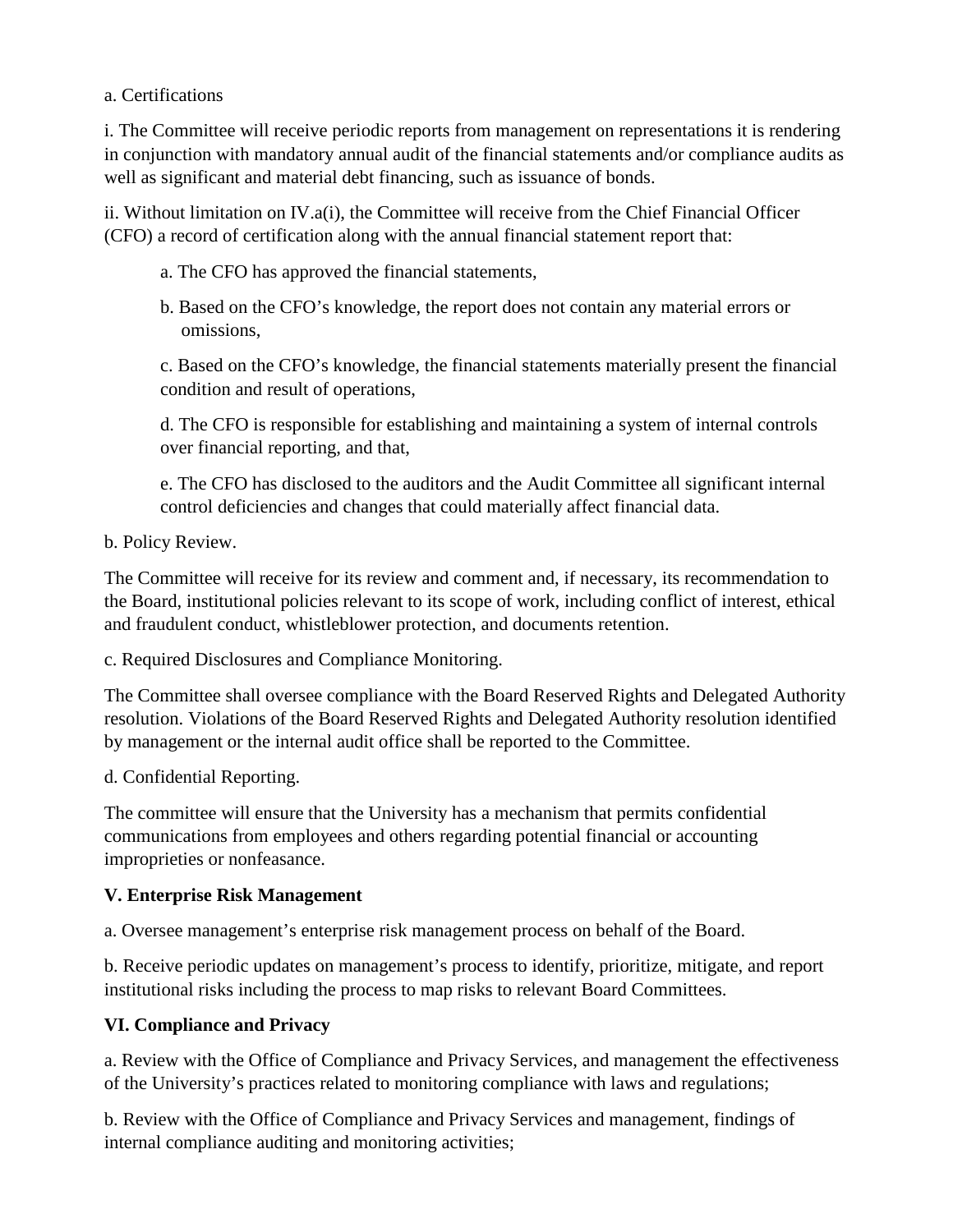a. Certifications

i. The Committee will receive periodic reports from management on representations it is rendering in conjunction with mandatory annual audit of the financial statements and/or compliance audits as well as significant and material debt financing, such as issuance of bonds.

ii. Without limitation on IV.a(i), the Committee will receive from the Chief Financial Officer (CFO) a record of certification along with the annual financial statement report that:

> a. The CFO has approved the financial statements,
>
> b. Based on the CFO's knowledge, the report does not contain any material errors or omissions,
>
> c. Based on the CFO's knowledge, the financial statements materially present the financial condition and result of operations,
>
> d. The CFO is responsible for establishing and maintaining a system of internal controls over financial reporting, and that,
>
> e. The CFO has disclosed to the auditors and the Audit Committee all significant internal control deficiencies and changes that could materially affect financial data.

b. Policy Review.

The Committee will receive for its review and comment and, if necessary, its recommendation to the Board, institutional policies relevant to its scope of work, including conflict of interest, ethical and fraudulent conduct, whistleblower protection, and documents retention.

c. Required Disclosures and Compliance Monitoring.

The Committee shall oversee compliance with the Board Reserved Rights and Delegated Authority resolution. Violations of the Board Reserved Rights and Delegated Authority resolution identified by management or the internal audit office shall be reported to the Committee.

d. Confidential Reporting.

The committee will ensure that the University has a mechanism that permits confidential communications from employees and others regarding potential financial or accounting improprieties or nonfeasance.

**V. Enterprise Risk Management**

a. Oversee management's enterprise risk management process on behalf of the Board.

b. Receive periodic updates on management's process to identify, prioritize, mitigate, and report institutional risks including the process to map risks to relevant Board Committees.

**VI. Compliance and Privacy**

a. Review with the Office of Compliance and Privacy Services, and management the effectiveness of the University's practices related to monitoring compliance with laws and regulations;

b. Review with the Office of Compliance and Privacy Services and management, findings of internal compliance auditing and monitoring activities;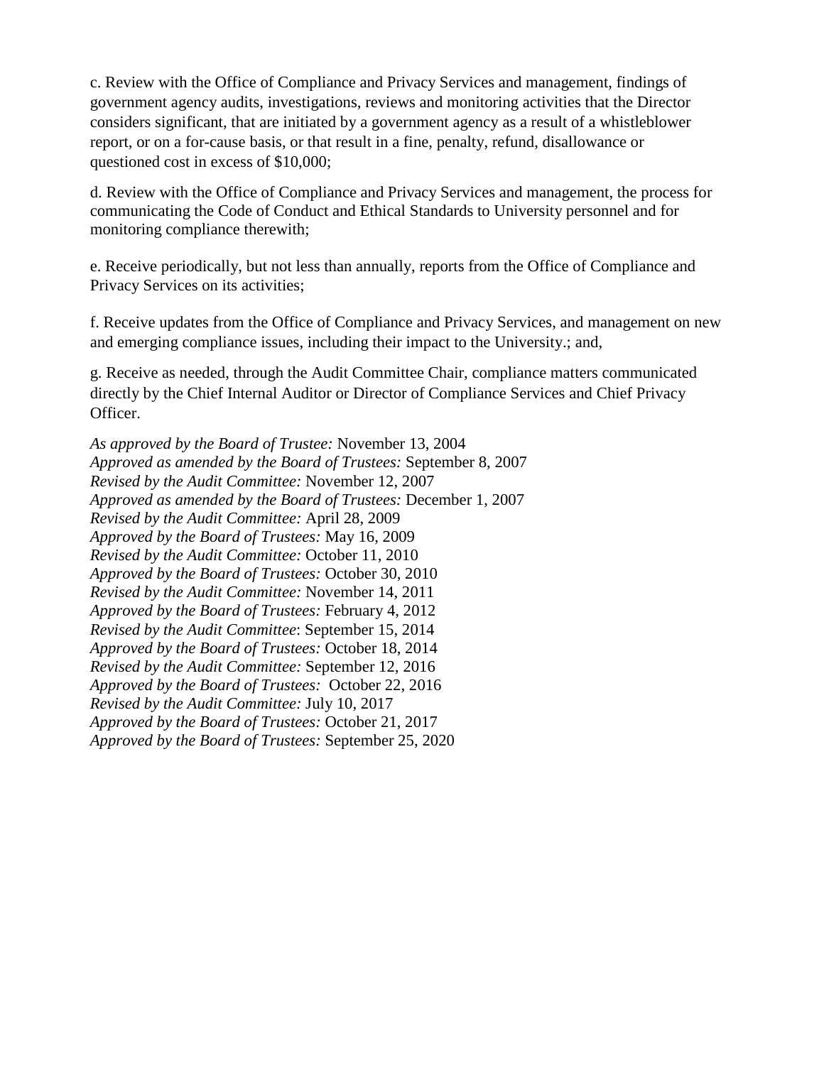c. Review with the Office of Compliance and Privacy Services and management, findings of government agency audits, investigations, reviews and monitoring activities that the Director considers significant, that are initiated by a government agency as a result of a whistleblower report, or on a for-cause basis, or that result in a fine, penalty, refund, disallowance or questioned cost in excess of $10,000;

d. Review with the Office of Compliance and Privacy Services and management, the process for communicating the Code of Conduct and Ethical Standards to University personnel and for monitoring compliance therewith;

e. Receive periodically, but not less than annually, reports from the Office of Compliance and Privacy Services on its activities;

f. Receive updates from the Office of Compliance and Privacy Services, and management on new and emerging compliance issues, including their impact to the University.; and,

g. Receive as needed, through the Audit Committee Chair, compliance matters communicated directly by the Chief Internal Auditor or Director of Compliance Services and Chief Privacy Officer.

*As approved by the Board of Trustee:* November 13, 2004
*Approved as amended by the Board of Trustees:* September 8, 2007
*Revised by the Audit Committee:* November 12, 2007
*Approved as amended by the Board of Trustees:* December 1, 2007
*Revised by the Audit Committee:* April 28, 2009
*Approved by the Board of Trustees:* May 16, 2009
*Revised by the Audit Committee:* October 11, 2010
*Approved by the Board of Trustees:* October 30, 2010
*Revised by the Audit Committee:* November 14, 2011
*Approved by the Board of Trustees:* February 4, 2012
*Revised by the Audit Committee*: September 15, 2014
*Approved by the Board of Trustees:* October 18, 2014
*Revised by the Audit Committee:* September 12, 2016
*Approved by the Board of Trustees:* October 22, 2016
*Revised by the Audit Committee:* July 10, 2017
*Approved by the Board of Trustees:* October 21, 2017
*Approved by the Board of Trustees:* September 25, 2020